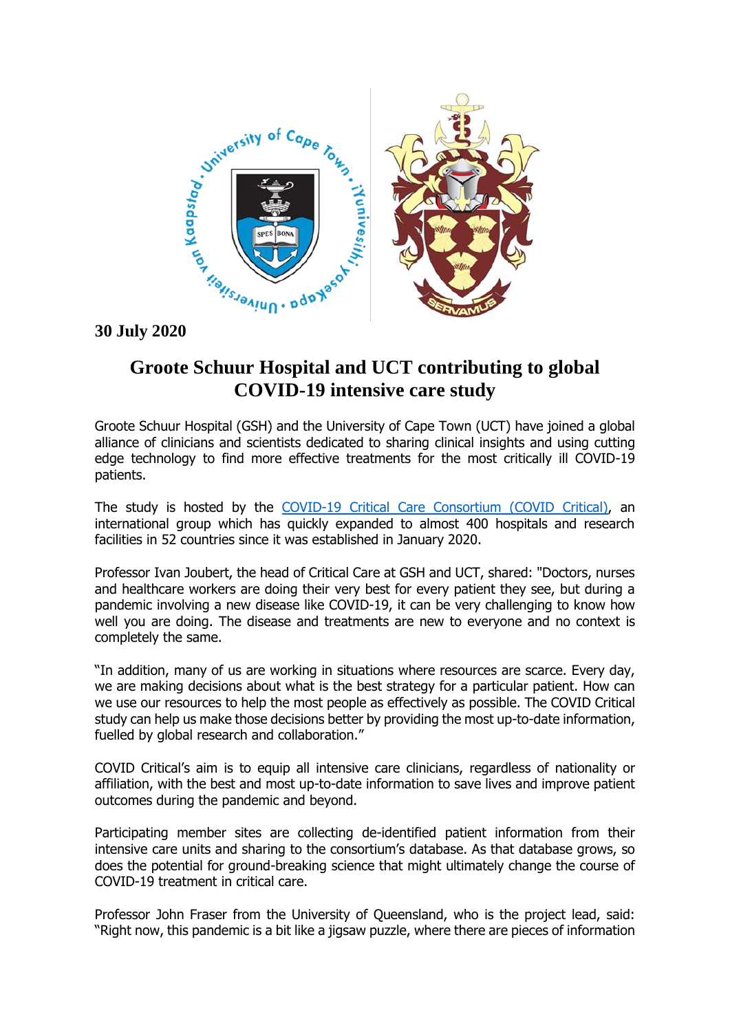**30 July 2020**

# Groote Schuur Hospital and UCT contributing to global COVID-19 intensive care study

Groote Schuur Hospital (GSH) and the University of Cape Town (UCT) have joined a global alliance of clinicians and scientists dedicated to sharing clinical insights and using cutting edge technology to find more effective treatments for the most critically ill COVID-19 patients.

The study is hosted by the [COVID-19 Critical Care Consortium (COVID Critical)](), an international group which has quickly expanded to almost 400 hospitals and research facilities in 52 countries since it was established in January 2020.

Professor Ivan Joubert, the head of Critical Care at GSH and UCT, shared: "Doctors, nurses and healthcare workers are doing their very best for every patient they see, but during a pandemic involving a new disease like COVID-19, it can be very challenging to know how well you are doing. The disease and treatments are new to everyone and no context is completely the same.

"In addition, many of us are working in situations where resources are scarce. Every day, we are making decisions about what is the best strategy for a particular patient. How can we use our resources to help the most people as effectively as possible. The COVID Critical study can help us make those decisions better by providing the most up-to-date information, fuelled by global research and collaboration."

COVID Critical's aim is to equip all intensive care clinicians, regardless of nationality or affiliation, with the best and most up-to-date information to save lives and improve patient outcomes during the pandemic and beyond.

Participating member sites are collecting de-identified patient information from their intensive care units and sharing to the consortium's database. As that database grows, so does the potential for ground-breaking science that might ultimately change the course of COVID-19 treatment in critical care.

Professor John Fraser from the University of Queensland, who is the project lead, said: "Right now, this pandemic is a bit like a jigsaw puzzle, where there are pieces of information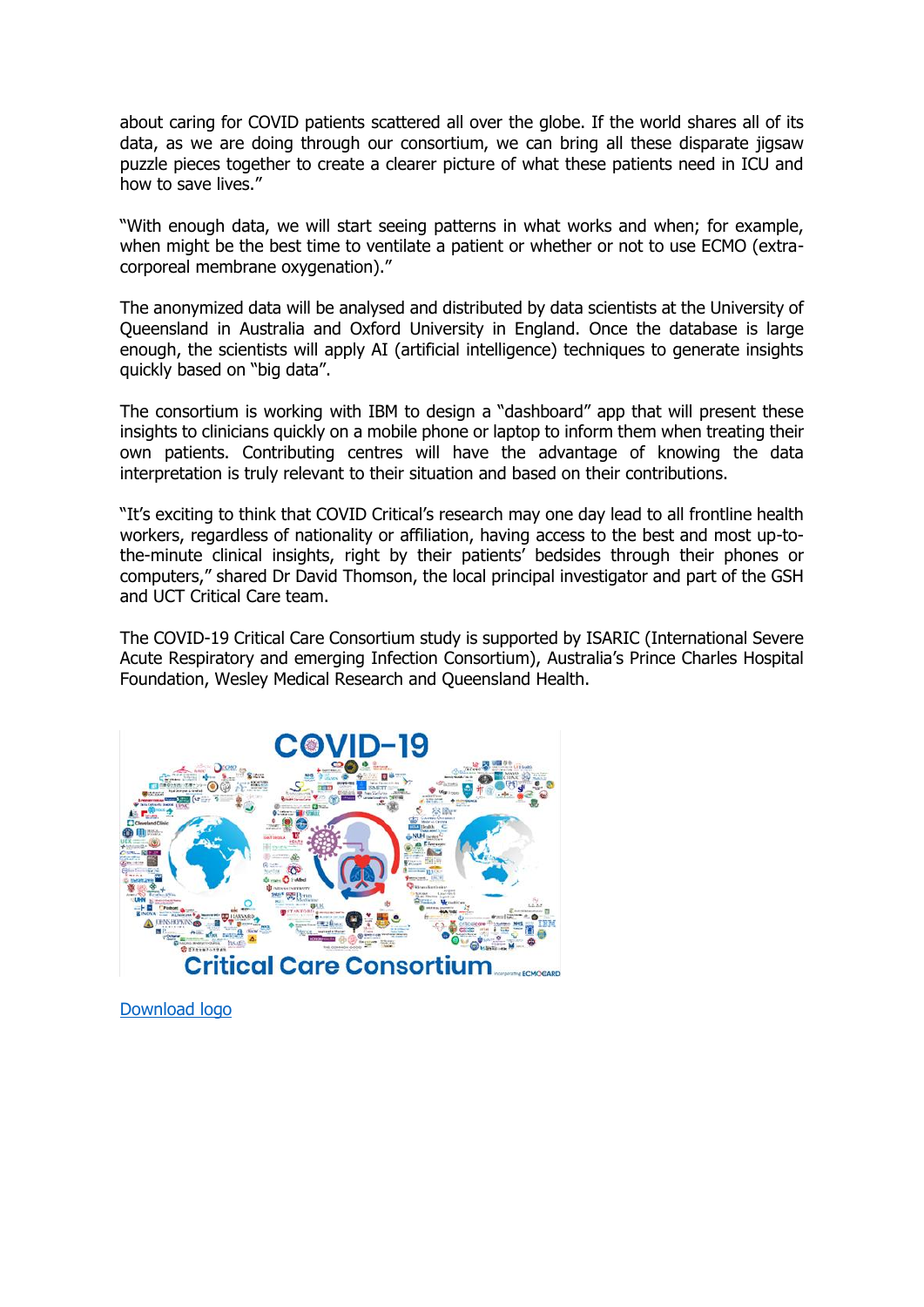about caring for COVID patients scattered all over the globe. If the world shares all of its data, as we are doing through our consortium, we can bring all these disparate jigsaw puzzle pieces together to create a clearer picture of what these patients need in ICU and how to save lives."

"With enough data, we will start seeing patterns in what works and when; for example, when might be the best time to ventilate a patient or whether or not to use ECMO (extra-corporeal membrane oxygenation)."

The anonymized data will be analysed and distributed by data scientists at the University of Queensland in Australia and Oxford University in England. Once the database is large enough, the scientists will apply AI (artificial intelligence) techniques to generate insights quickly based on "big data".

The consortium is working with IBM to design a "dashboard" app that will present these insights to clinicians quickly on a mobile phone or laptop to inform them when treating their own patients. Contributing centres will have the advantage of knowing the data interpretation is truly relevant to their situation and based on their contributions.

"It's exciting to think that COVID Critical's research may one day lead to all frontline health workers, regardless of nationality or affiliation, having access to the best and most up-to-the-minute clinical insights, right by their patients' bedsides through their phones or computers," shared Dr David Thomson, the local principal investigator and part of the GSH and UCT Critical Care team.

The COVID-19 Critical Care Consortium study is supported by ISARIC (International Severe Acute Respiratory and emerging Infection Consortium), Australia's Prince Charles Hospital Foundation, Wesley Medical Research and Queensland Health.

COVID-19 Critical Care Consortium incorporating ECMOCARD

[Download logo]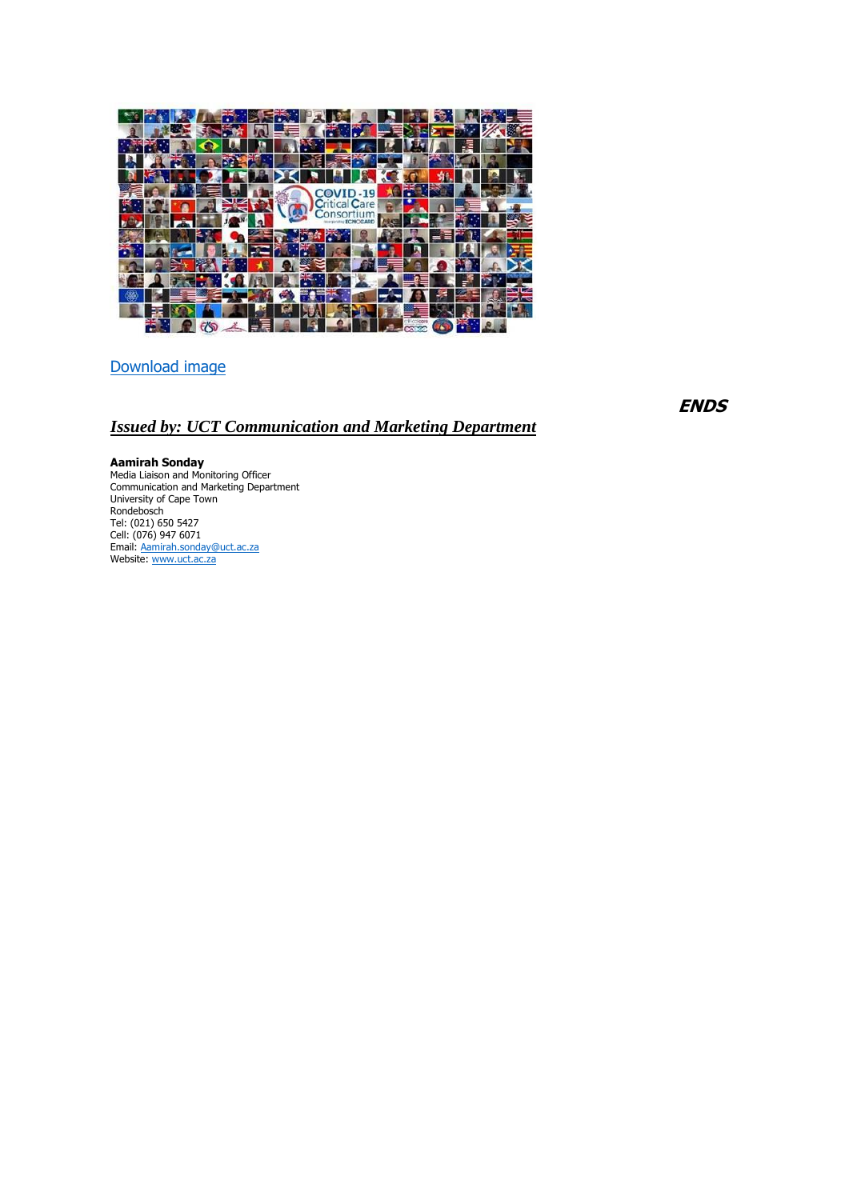Download image

***ENDS***

***Issued by: UCT Communication and Marketing Department***

**Aamirah Sonday**
Media Liaison and Monitoring Officer
Communication and Marketing Department
University of Cape Town
Rondebosch
Tel: (021) 650 5427
Cell: (076) 947 6071
Email: Aamirah.sonday@uct.ac.za
Website: www.uct.ac.za